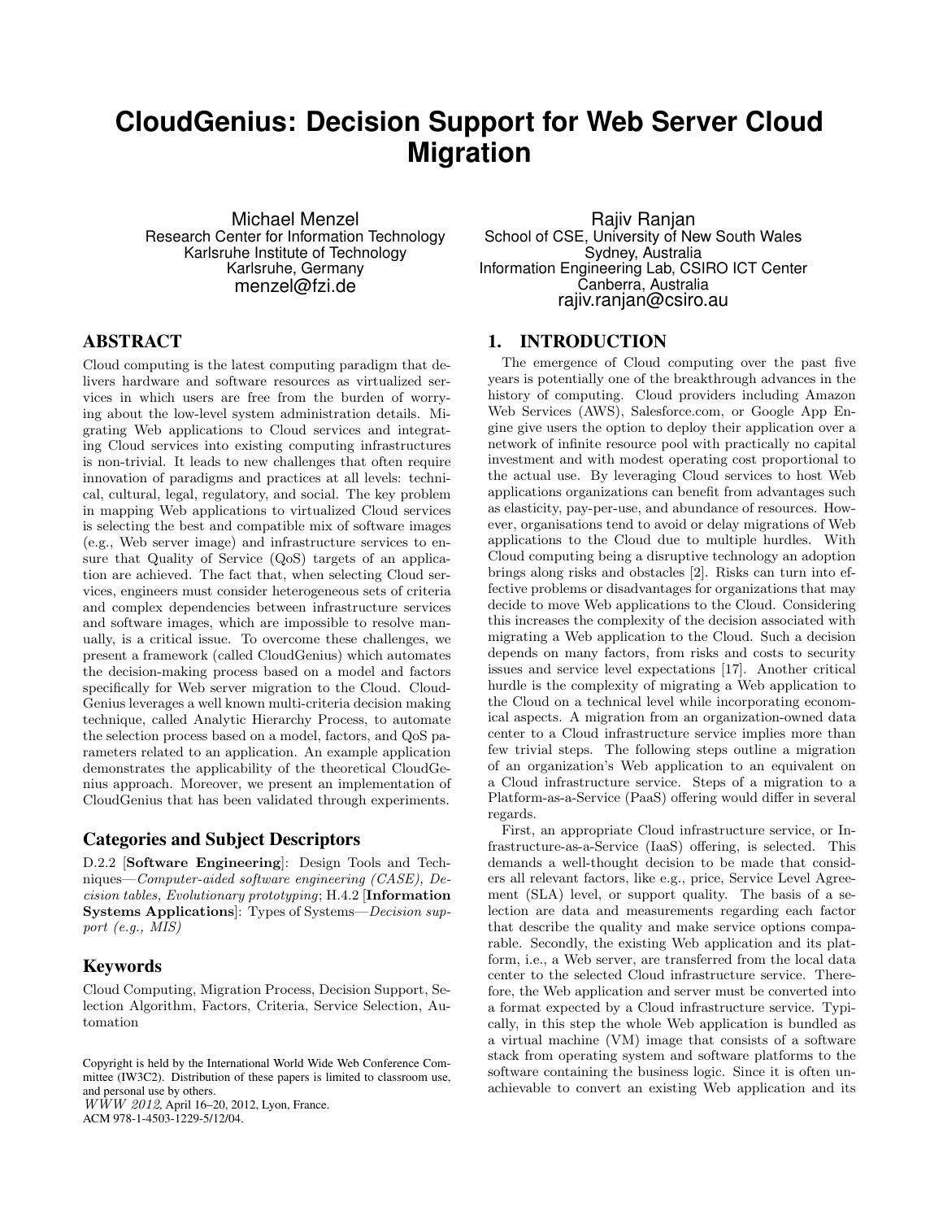# CloudGenius: Decision Support for Web Server Cloud Migration

Michael Menzel
Research Center for Information Technology
Karlsruhe Institute of Technology
Karlsruhe, Germany
menzel@fzi.de

Rajiv Ranjan
School of CSE, University of New South Wales
Sydney, Australia
Information Engineering Lab, CSIRO ICT Center
Canberra, Australia
rajiv.ranjan@csiro.au

## ABSTRACT

Cloud computing is the latest computing paradigm that delivers hardware and software resources as virtualized services in which users are free from the burden of worrying about the low-level system administration details. Migrating Web applications to Cloud services and integrating Cloud services into existing computing infrastructures is non-trivial. It leads to new challenges that often require innovation of paradigms and practices at all levels: technical, cultural, legal, regulatory, and social. The key problem in mapping Web applications to virtualized Cloud services is selecting the best and compatible mix of software images (e.g., Web server image) and infrastructure services to ensure that Quality of Service (QoS) targets of an application are achieved. The fact that, when selecting Cloud services, engineers must consider heterogeneous sets of criteria and complex dependencies between infrastructure services and software images, which are impossible to resolve manually, is a critical issue. To overcome these challenges, we present a framework (called CloudGenius) which automates the decision-making process based on a model and factors specifically for Web server migration to the Cloud. CloudGenius leverages a well known multi-criteria decision making technique, called Analytic Hierarchy Process, to automate the selection process based on a model, factors, and QoS parameters related to an application. An example application demonstrates the applicability of the theoretical CloudGenius approach. Moreover, we present an implementation of CloudGenius that has been validated through experiments.

### Categories and Subject Descriptors

D.2.2 [**Software Engineering**]: Design Tools and Techniques—*Computer-aided software engineering (CASE), Decision tables, Evolutionary prototyping*; H.4.2 [**Information Systems Applications**]: Types of Systems—*Decision support (e.g., MIS)*

### Keywords

Cloud Computing, Migration Process, Decision Support, Selection Algorithm, Factors, Criteria, Service Selection, Automation

Copyright is held by the International World Wide Web Conference Committee (IW3C2). Distribution of these papers is limited to classroom use, and personal use by others.
*WWW 2012*, April 16–20, 2012, Lyon, France.
ACM 978-1-4503-1229-5/12/04.

## 1. INTRODUCTION

The emergence of Cloud computing over the past five years is potentially one of the breakthrough advances in the history of computing. Cloud providers including Amazon Web Services (AWS), Salesforce.com, or Google App Engine give users the option to deploy their application over a network of infinite resource pool with practically no capital investment and with modest operating cost proportional to the actual use. By leveraging Cloud services to host Web applications organizations can benefit from advantages such as elasticity, pay-per-use, and abundance of resources. However, organisations tend to avoid or delay migrations of Web applications to the Cloud due to multiple hurdles. With Cloud computing being a disruptive technology an adoption brings along risks and obstacles [2]. Risks can turn into effective problems or disadvantages for organizations that may decide to move Web applications to the Cloud. Considering this increases the complexity of the decision associated with migrating a Web application to the Cloud. Such a decision depends on many factors, from risks and costs to security issues and service level expectations [17]. Another critical hurdle is the complexity of migrating a Web application to the Cloud on a technical level while incorporating economical aspects. A migration from an organization-owned data center to a Cloud infrastructure service implies more than few trivial steps. The following steps outline a migration of an organization's Web application to an equivalent on a Cloud infrastructure service. Steps of a migration to a Platform-as-a-Service (PaaS) offering would differ in several regards.

First, an appropriate Cloud infrastructure service, or Infrastructure-as-a-Service (IaaS) offering, is selected. This demands a well-thought decision to be made that considers all relevant factors, like e.g., price, Service Level Agreement (SLA) level, or support quality. The basis of a selection are data and measurements regarding each factor that describe the quality and make service options comparable. Secondly, the existing Web application and its platform, i.e., a Web server, are transferred from the local data center to the selected Cloud infrastructure service. Therefore, the Web application and server must be converted into a format expected by a Cloud infrastructure service. Typically, in this step the whole Web application is bundled as a virtual machine (VM) image that consists of a software stack from operating system and software platforms to the software containing the business logic. Since it is often unachievable to convert an existing Web application and its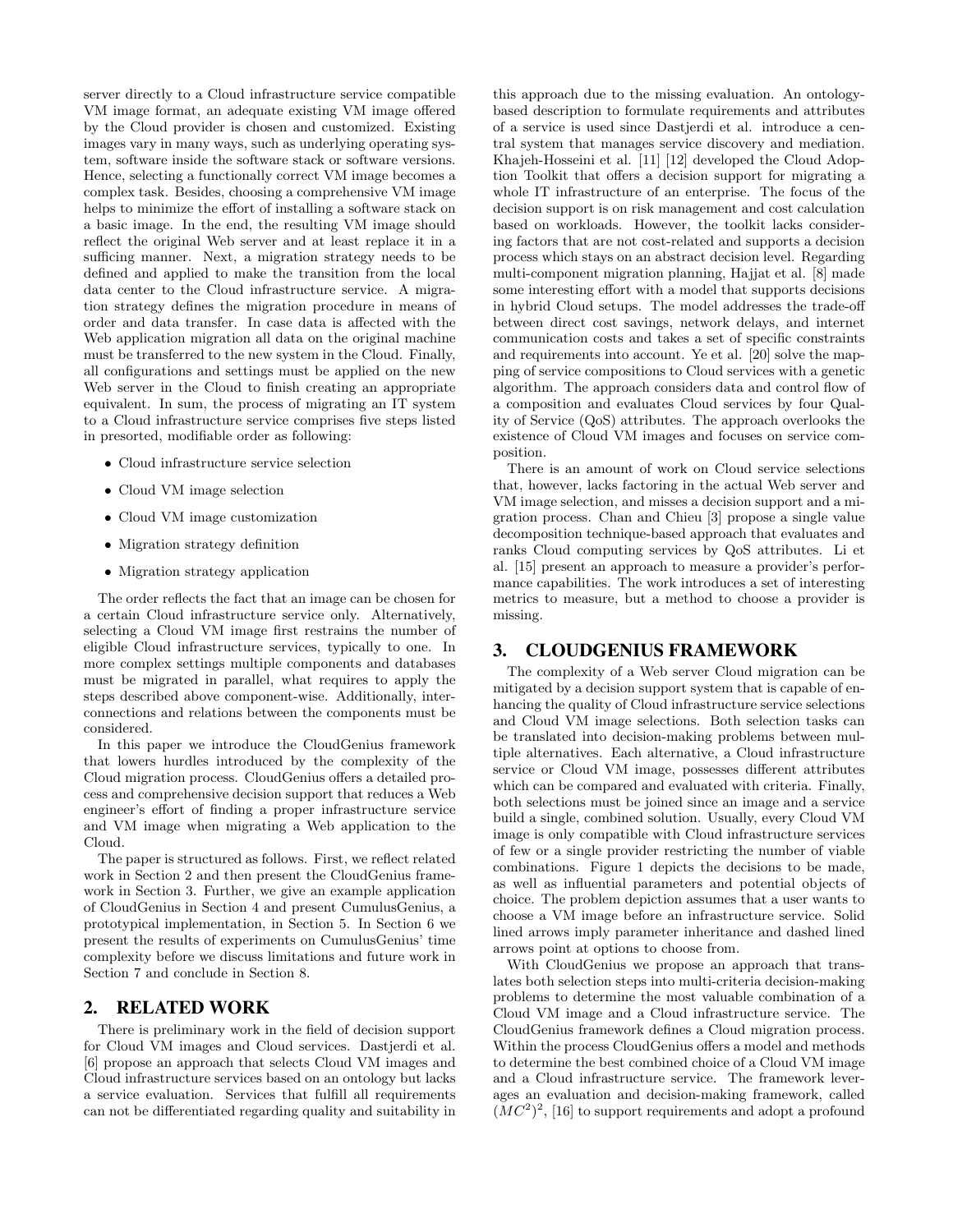server directly to a Cloud infrastructure service compatible VM image format, an adequate existing VM image offered by the Cloud provider is chosen and customized. Existing images vary in many ways, such as underlying operating system, software inside the software stack or software versions. Hence, selecting a functionally correct VM image becomes a complex task. Besides, choosing a comprehensive VM image helps to minimize the effort of installing a software stack on a basic image. In the end, the resulting VM image should reflect the original Web server and at least replace it in a sufficing manner. Next, a migration strategy needs to be defined and applied to make the transition from the local data center to the Cloud infrastructure service. A migration strategy defines the migration procedure in means of order and data transfer. In case data is affected with the Web application migration all data on the original machine must be transferred to the new system in the Cloud. Finally, all configurations and settings must be applied on the new Web server in the Cloud to finish creating an appropriate equivalent. In sum, the process of migrating an IT system to a Cloud infrastructure service comprises five steps listed in presorted, modifiable order as following:

- Cloud infrastructure service selection
- Cloud VM image selection
- Cloud VM image customization
- Migration strategy definition
- Migration strategy application

The order reflects the fact that an image can be chosen for a certain Cloud infrastructure service only. Alternatively, selecting a Cloud VM image first restrains the number of eligible Cloud infrastructure services, typically to one. In more complex settings multiple components and databases must be migrated in parallel, what requires to apply the steps described above component-wise. Additionally, interconnections and relations between the components must be considered.

In this paper we introduce the CloudGenius framework that lowers hurdles introduced by the complexity of the Cloud migration process. CloudGenius offers a detailed process and comprehensive decision support that reduces a Web engineer's effort of finding a proper infrastructure service and VM image when migrating a Web application to the Cloud.

The paper is structured as follows. First, we reflect related work in Section 2 and then present the CloudGenius framework in Section 3. Further, we give an example application of CloudGenius in Section 4 and present CumulusGenius, a prototypical implementation, in Section 5. In Section 6 we present the results of experiments on CumulusGenius' time complexity before we discuss limitations and future work in Section 7 and conclude in Section 8.

## 2. RELATED WORK

There is preliminary work in the field of decision support for Cloud VM images and Cloud services. Dastjerdi et al. [6] propose an approach that selects Cloud VM images and Cloud infrastructure services based on an ontology but lacks a service evaluation. Services that fulfill all requirements can not be differentiated regarding quality and suitability in this approach due to the missing evaluation. An ontology-based description to formulate requirements and attributes of a service is used since Dastjerdi et al. introduce a central system that manages service discovery and mediation. Khajeh-Hosseini et al. [11] [12] developed the Cloud Adoption Toolkit that offers a decision support for migrating a whole IT infrastructure of an enterprise. The focus of the decision support is on risk management and cost calculation based on workloads. However, the toolkit lacks considering factors that are not cost-related and supports a decision process which stays on an abstract decision level. Regarding multi-component migration planning, Hajjat et al. [8] made some interesting effort with a model that supports decisions in hybrid Cloud setups. The model addresses the trade-off between direct cost savings, network delays, and internet communication costs and takes a set of specific constraints and requirements into account. Ye et al. [20] solve the mapping of service compositions to Cloud services with a genetic algorithm. The approach considers data and control flow of a composition and evaluates Cloud services by four Quality of Service (QoS) attributes. The approach overlooks the existence of Cloud VM images and focuses on service composition.

There is an amount of work on Cloud service selections that, however, lacks factoring in the actual Web server and VM image selection, and misses a decision support and a migration process. Chan and Chieu [3] propose a single value decomposition technique-based approach that evaluates and ranks Cloud computing services by QoS attributes. Li et al. [15] present an approach to measure a provider's performance capabilities. The work introduces a set of interesting metrics to measure, but a method to choose a provider is missing.

## 3. CLOUDGENIUS FRAMEWORK

The complexity of a Web server Cloud migration can be mitigated by a decision support system that is capable of enhancing the quality of Cloud infrastructure service selections and Cloud VM image selections. Both selection tasks can be translated into decision-making problems between multiple alternatives. Each alternative, a Cloud infrastructure service or Cloud VM image, possesses different attributes which can be compared and evaluated with criteria. Finally, both selections must be joined since an image and a service build a single, combined solution. Usually, every Cloud VM image is only compatible with Cloud infrastructure services of few or a single provider restricting the number of viable combinations. Figure 1 depicts the decisions to be made, as well as influential parameters and potential objects of choice. The problem depiction assumes that a user wants to choose a VM image before an infrastructure service. Solid lined arrows imply parameter inheritance and dashed lined arrows point at options to choose from.

With CloudGenius we propose an approach that translates both selection steps into multi-criteria decision-making problems to determine the most valuable combination of a Cloud VM image and a Cloud infrastructure service. The CloudGenius framework defines a Cloud migration process. Within the process CloudGenius offers a model and methods to determine the best combined choice of a Cloud VM image and a Cloud infrastructure service. The framework leverages an evaluation and decision-making framework, called $(MC^2)^2$, [16] to support requirements and adopt a profound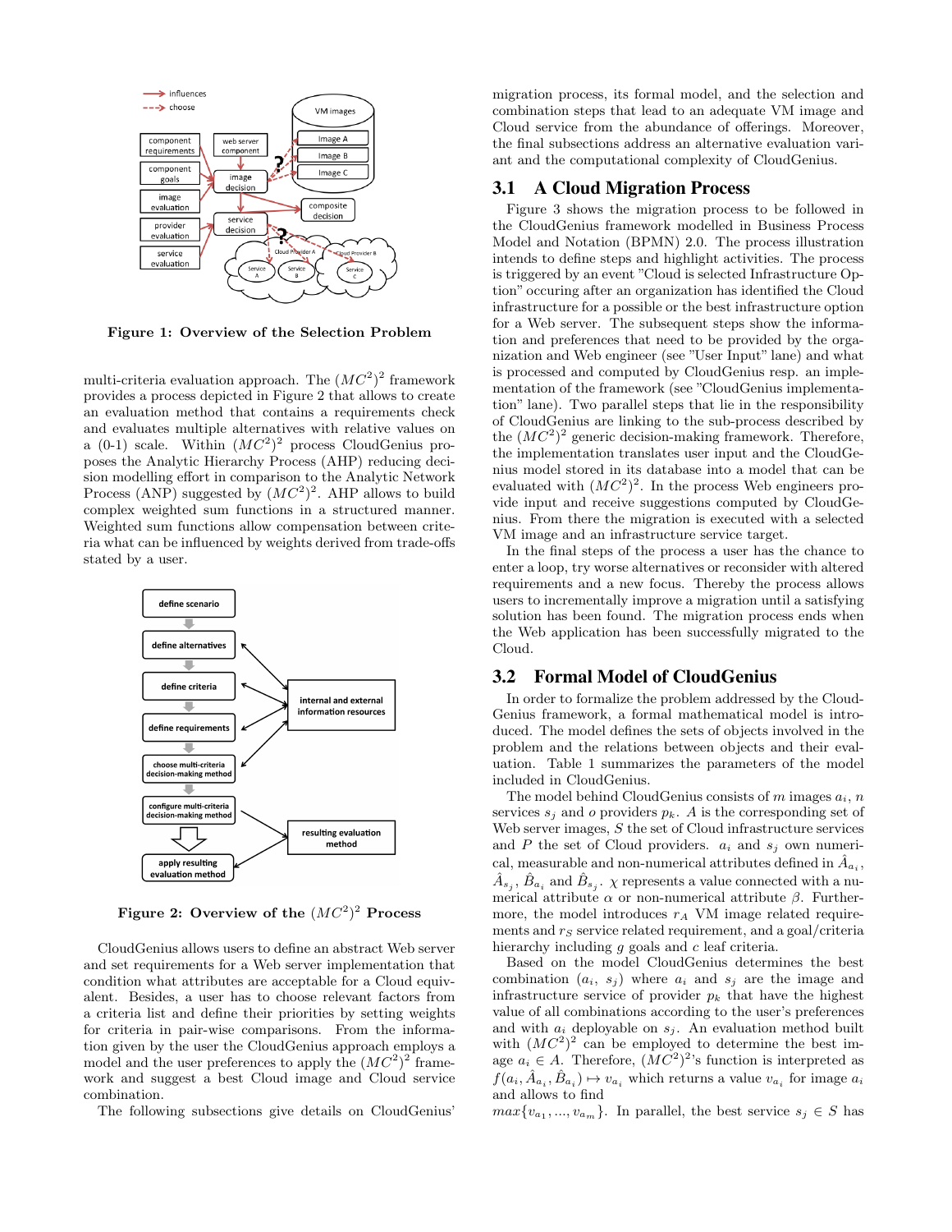Figure 1: Overview of the Selection Problem

multi-criteria evaluation approach. The $(MC^2)^2$ framework provides a process depicted in Figure 2 that allows to create an evaluation method that contains a requirements check and evaluates multiple alternatives with relative values on a (0-1) scale. Within $(MC^2)^2$ process CloudGenius proposes the Analytic Hierarchy Process (AHP) reducing decision modelling effort in comparison to the Analytic Network Process (ANP) suggested by $(MC^2)^2$. AHP allows to build complex weighted sum functions in a structured manner. Weighted sum functions allow compensation between criteria what can be influenced by weights derived from trade-offs stated by a user.

Figure 2: Overview of the $(MC^2)^2$ Process

CloudGenius allows users to define an abstract Web server and set requirements for a Web server implementation that condition what attributes are acceptable for a Cloud equivalent. Besides, a user has to choose relevant factors from a criteria list and define their priorities by setting weights for criteria in pair-wise comparisons. From the information given by the user the CloudGenius approach employs a model and the user preferences to apply the $(MC^2)^2$ framework and suggest a best Cloud image and Cloud service combination.

The following subsections give details on CloudGenius' migration process, its formal model, and the selection and combination steps that lead to an adequate VM image and Cloud service from the abundance of offerings. Moreover, the final subsections address an alternative evaluation variant and the computational complexity of CloudGenius.

## 3.1 A Cloud Migration Process

Figure 3 shows the migration process to be followed in the CloudGenius framework modelled in Business Process Model and Notation (BPMN) 2.0. The process illustration intends to define steps and highlight activities. The process is triggered by an event "Cloud is selected Infrastructure Option" occuring after an organization has identified the Cloud infrastructure for a possible or the best infrastructure option for a Web server. The subsequent steps show the information and preferences that need to be provided by the organization and Web engineer (see "User Input" lane) and what is processed and computed by CloudGenius resp. an implementation of the framework (see "CloudGenius implementation" lane). Two parallel steps that lie in the responsibility of CloudGenius are linking to the sub-process described by the $(MC^2)^2$ generic decision-making framework. Therefore, the implementation translates user input and the CloudGenius model stored in its database into a model that can be evaluated with $(MC^2)^2$. In the process Web engineers provide input and receive suggestions computed by CloudGenius. From there the migration is executed with a selected VM image and an infrastructure service target.

In the final steps of the process a user has the chance to enter a loop, try worse alternatives or reconsider with altered requirements and a new focus. Thereby the process allows users to incrementally improve a migration until a satisfying solution has been found. The migration process ends when the Web application has been successfully migrated to the Cloud.

## 3.2 Formal Model of CloudGenius

In order to formalize the problem addressed by the CloudGenius framework, a formal mathematical model is introduced. The model defines the sets of objects involved in the problem and the relations between objects and their evaluation. Table 1 summarizes the parameters of the model included in CloudGenius.

The model behind CloudGenius consists of $m$ images $a_i$, $n$ services $s_j$ and $o$ providers $p_k$. $A$ is the corresponding set of Web server images, $S$ the set of Cloud infrastructure services and $P$ the set of Cloud providers. $a_i$ and $s_j$ own numerical, measurable and non-numerical attributes defined in $\hat{A}_{a_i}$, $\hat{A}_{s_j}$, $\hat{B}_{a_i}$ and $\hat{B}_{s_j}$. $\chi$ represents a value connected with a numerical attribute $\alpha$ or non-numerical attribute $\beta$. Furthermore, the model introduces $r_A$ VM image related requirements and $r_S$ service related requirement, and a goal/criteria hierarchy including $g$ goals and $c$ leaf criteria.

Based on the model CloudGenius determines the best combination $(a_i, s_j)$ where $a_i$ and $s_j$ are the image and infrastructure service of provider $p_k$ that have the highest value of all combinations according to the user's preferences and with $a_i$ deployable on $s_j$. An evaluation method built with $(MC^2)^2$ can be employed to determine the best image $a_i \in A$. Therefore, $(MC^2)^2$'s function is interpreted as $f(a_i, \hat{A}_{a_i}, \hat{B}_{a_i}) \mapsto v_{a_i}$ which returns a value $v_{a_i}$ for image $a_i$ and allows to find $max\{v_{a_1}, ..., v_{a_m}\}$. In parallel, the best service $s_j \in S$ has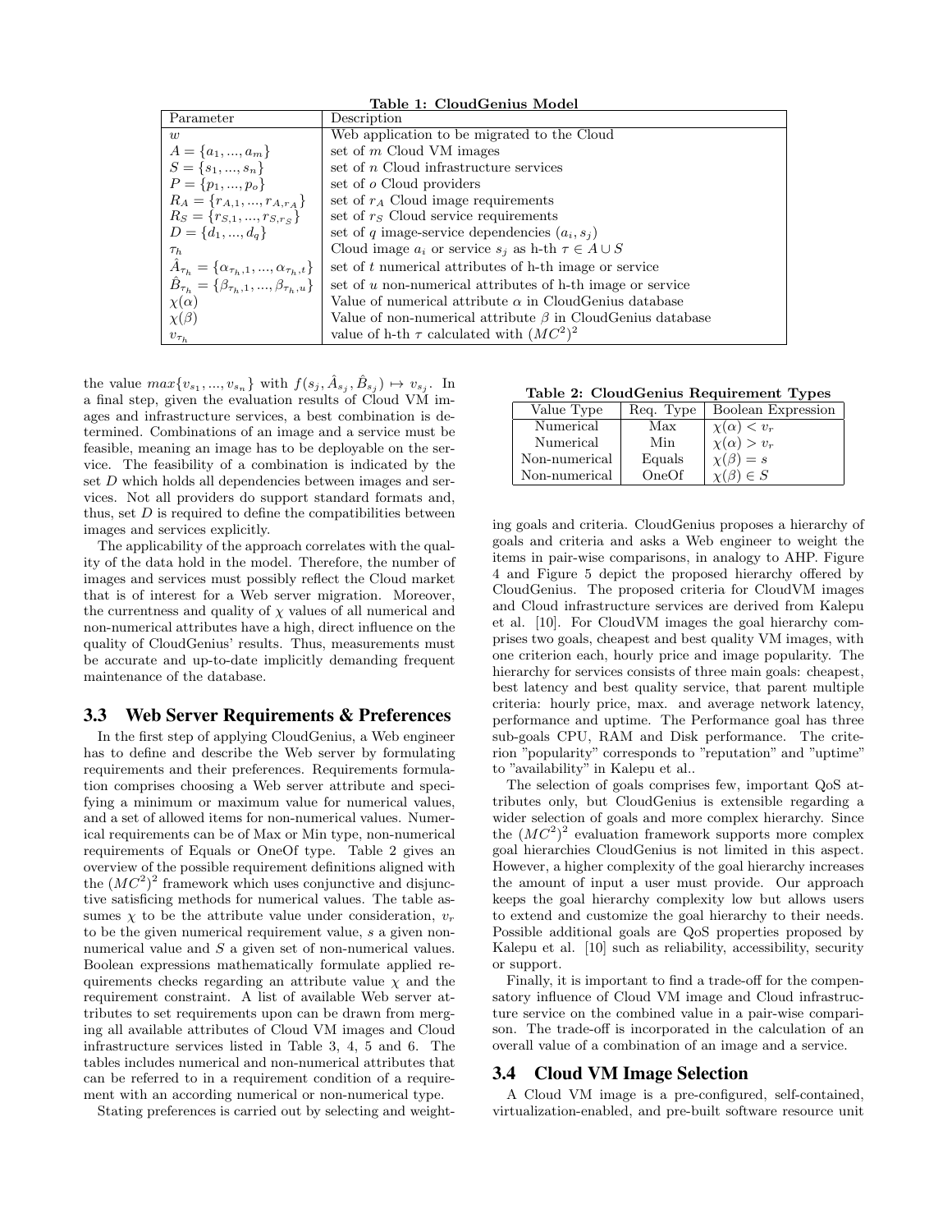**Table 1: CloudGenius Model**

| Parameter | Description |
| --- | --- |
| $w$ | Web application to be migrated to the Cloud |
| $A = \{a_1, ..., a_m\}$ | set of $m$ Cloud VM images |
| $S = \{s_1, ..., s_n\}$ | set of $n$ Cloud infrastructure services |
| $P = \{p_1, ..., p_o\}$ | set of $o$ Cloud providers |
| $R_A = \{r_{A,1}, ..., r_{A,r_A}\}$ | set of $r_A$ Cloud image requirements |
| $R_S = \{r_{S,1}, ..., r_{S,r_S}\}$ | set of $r_S$ Cloud service requirements |
| $D = \{d_1, ..., d_q\}$ | set of $q$ image-service dependencies $(a_i, s_j)$ |
| $\tau_h$ | Cloud image $a_i$ or service $s_j$ as h-th $\tau \in A \cup S$ |
| $\hat{A}_{\tau_h} = \{\alpha_{\tau_h,1}, ..., \alpha_{\tau_h,t}\}$ | set of $t$ numerical attributes of h-th image or service |
| $\hat{B}_{\tau_h} = \{\beta_{\tau_h,1}, ..., \beta_{\tau_h,u}\}$ | set of $u$ non-numerical attributes of h-th image or service |
| $\chi(\alpha)$ | Value of numerical attribute $\alpha$ in CloudGenius database |
| $\chi(\beta)$ | Value of non-numerical attribute $\beta$ in CloudGenius database |
| $v_{\tau_h}$ | value of h-th $\tau$ calculated with $(MC^2)^2$ |

the value $max\{v_{s_1}, ..., v_{s_n}\}$ with $f(s_j, \hat{A}_{s_j}, \hat{B}_{s_j}) \mapsto v_{s_j}$. In a final step, given the evaluation results of Cloud VM images and infrastructure services, a best combination is determined. Combinations of an image and a service must be feasible, meaning an image has to be deployable on the service. The feasibility of a combination is indicated by the set $D$ which holds all dependencies between images and services. Not all providers do support standard formats and, thus, set $D$ is required to define the compatibilities between images and services explicitly.

The applicability of the approach correlates with the quality of the data hold in the model. Therefore, the number of images and services must possibly reflect the Cloud market that is of interest for a Web server migration. Moreover, the currentness and quality of $\chi$ values of all numerical and non-numerical attributes have a high, direct influence on the quality of CloudGenius' results. Thus, measurements must be accurate and up-to-date implicitly demanding frequent maintenance of the database.

### 3.3 Web Server Requirements & Preferences

In the first step of applying CloudGenius, a Web engineer has to define and describe the Web server by formulating requirements and their preferences. Requirements formulation comprises choosing a Web server attribute and specifying a minimum or maximum value for numerical values, and a set of allowed items for non-numerical values. Numerical requirements can be of Max or Min type, non-numerical requirements of Equals or OneOf type. Table 2 gives an overview of the possible requirement definitions aligned with the $(MC^2)^2$ framework which uses conjunctive and disjunctive satisficing methods for numerical values. The table assumes $\chi$ to be the attribute value under consideration, $v_r$ to be the given numerical requirement value, $s$ a given non-numerical value and $S$ a given set of non-numerical values. Boolean expressions mathematically formulate applied requirements checks regarding an attribute value $\chi$ and the requirement constraint. A list of available Web server attributes to set requirements upon can be drawn from merging all available attributes of Cloud VM images and Cloud infrastructure services listed in Table 3, 4, 5 and 6. The tables includes numerical and non-numerical attributes that can be referred to in a requirement condition of a requirement with an according numerical or non-numerical type.

Stating preferences is carried out by selecting and weighting goals and criteria. CloudGenius proposes a hierarchy of goals and criteria and asks a Web engineer to weight the items in pair-wise comparisons, in analogy to AHP. Figure 4 and Figure 5 depict the proposed hierarchy offered by CloudGenius. The proposed criteria for CloudVM images and Cloud infrastructure services are derived from Kalepu et al. [10]. For CloudVM images the goal hierarchy comprises two goals, cheapest and best quality VM images, with one criterion each, hourly price and image popularity. The hierarchy for services consists of three main goals: cheapest, best latency and best quality service, that parent multiple criteria: hourly price, max. and average network latency, performance and uptime. The Performance goal has three sub-goals CPU, RAM and Disk performance. The criterion "popularity" corresponds to "reputation" and "uptime" to "availability" in Kalepu et al..

**Table 2: CloudGenius Requirement Types**

| Value Type | Req. Type | Boolean Expression |
| --- | --- | --- |
| Numerical | Max | $\chi(\alpha) < v_r$ |
| Numerical | Min | $\chi(\alpha) > v_r$ |
| Non-numerical | Equals | $\chi(\beta) = s$ |
| Non-numerical | OneOf | $\chi(\beta) \in S$ |

The selection of goals comprises few, important QoS attributes only, but CloudGenius is extensible regarding a wider selection of goals and more complex hierarchy. Since the $(MC^2)^2$ evaluation framework supports more complex goal hierarchies CloudGenius is not limited in this aspect. However, a higher complexity of the goal hierarchy increases the amount of input a user must provide. Our approach keeps the goal hierarchy complexity low but allows users to extend and customize the goal hierarchy to their needs. Possible additional goals are QoS properties proposed by Kalepu et al. [10] such as reliability, accessibility, security or support.

Finally, it is important to find a trade-off for the compensatory influence of Cloud VM image and Cloud infrastructure service on the combined value in a pair-wise comparison. The trade-off is incorporated in the calculation of an overall value of a combination of an image and a service.

### 3.4 Cloud VM Image Selection

A Cloud VM image is a pre-configured, self-contained, virtualization-enabled, and pre-built software resource unit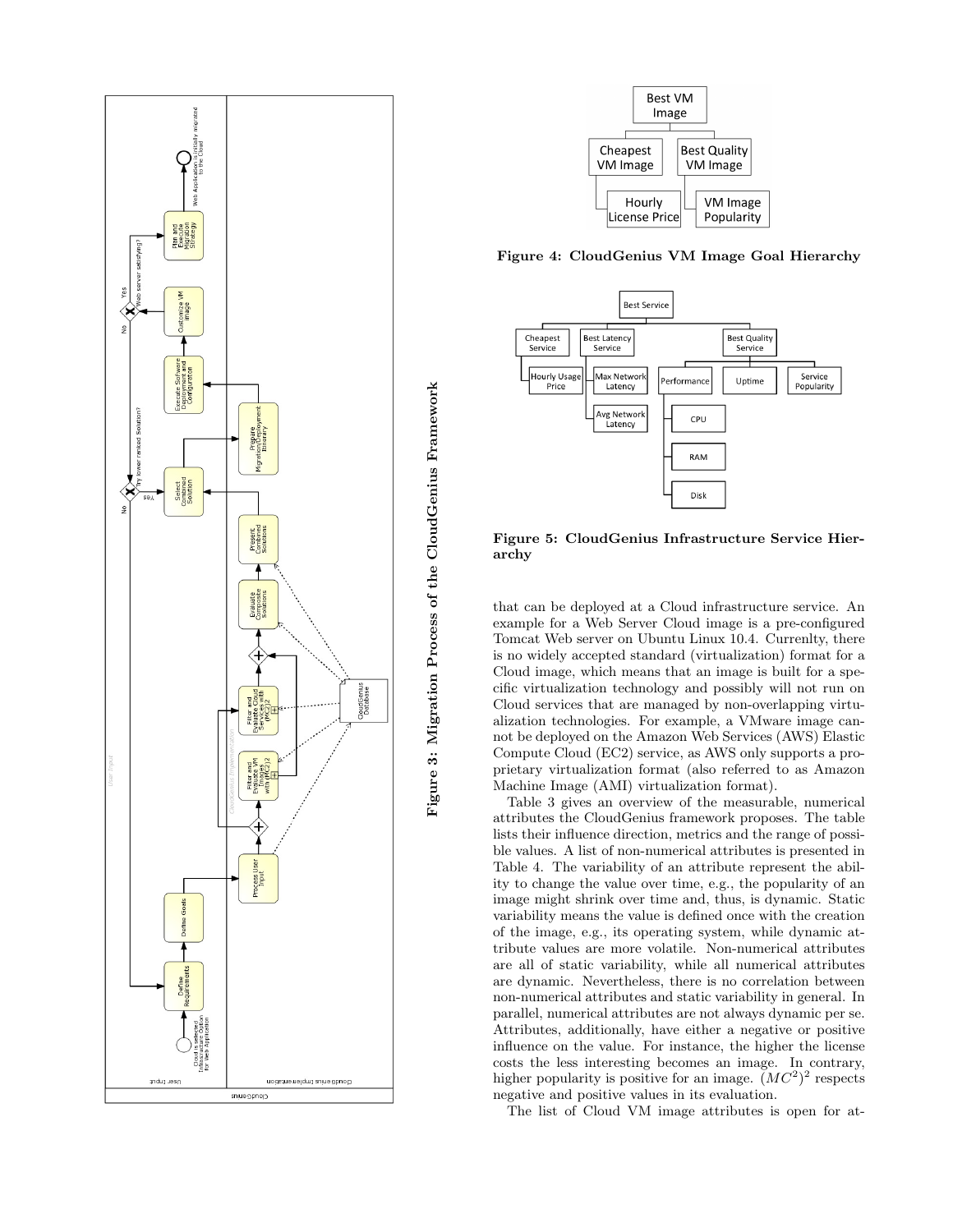Figure 3: Migration Process of the CloudGenius Framework

Figure 4: CloudGenius VM Image Goal Hierarchy

Figure 5: CloudGenius Infrastructure Service Hierarchy

that can be deployed at a Cloud infrastructure service. An example for a Web Server Cloud image is a pre-configured Tomcat Web server on Ubuntu Linux 10.4. Currenlty, there is no widely accepted standard (virtualization) format for a Cloud image, which means that an image is built for a specific virtualization technology and possibly will not run on Cloud services that are managed by non-overlapping virtualization technologies. For example, a VMware image cannot be deployed on the Amazon Web Services (AWS) Elastic Compute Cloud (EC2) service, as AWS only supports a proprietary virtualization format (also referred to as Amazon Machine Image (AMI) virtualization format).

Table 3 gives an overview of the measurable, numerical attributes the CloudGenius framework proposes. The table lists their influence direction, metrics and the range of possible values. A list of non-numerical attributes is presented in Table 4. The variability of an attribute represent the ability to change the value over time, e.g., the popularity of an image might shrink over time and, thus, is dynamic. Static variability means the value is defined once with the creation of the image, e.g., its operating system, while dynamic attribute values are more volatile. Non-numerical attributes are all of static variability, while all numerical attributes are dynamic. Nevertheless, there is no correlation between non-numerical attributes and static variability in general. In parallel, numerical attributes are not always dynamic per se. Attributes, additionally, have either a negative or positive influence on the value. For instance, the higher the license costs the less interesting becomes an image. In contrary, higher popularity is positive for an image. $(MC^2)^2$ respects negative and positive values in its evaluation.

The list of Cloud VM image attributes is open for at-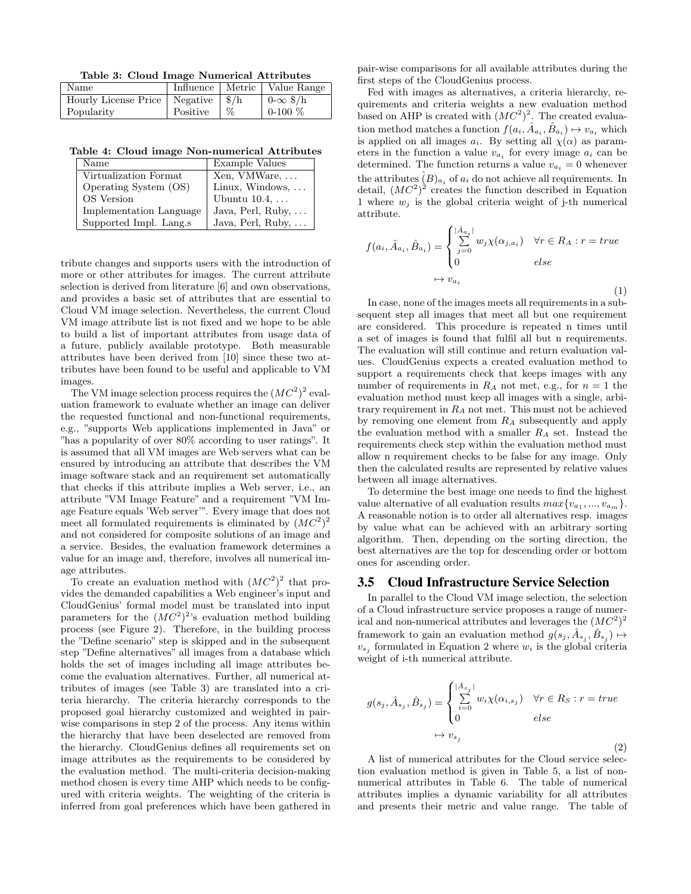**Table 3: Cloud Image Numerical Attributes**

| Name | Influence | Metric | Value Range |
|---|---|---|---|
| Hourly License Price | Negative | \$/h | 0-$\infty$ \$/h |
| Popularity | Positive | % | 0-100 % |

**Table 4: Cloud image Non-numerical Attributes**

| Name | Example Values |
|---|---|
| Virtualization Format | Xen, VMWare, ... |
| Operating System (OS) | Linux, Windows, ... |
| OS Version | Ubuntu 10.4, ... |
| Implementation Language | Java, Perl, Ruby, ... |
| Supported Impl. Lang.s | Java, Perl, Ruby, ... |

tribute changes and supports users with the introduction of more or other attributes for images. The current attribute selection is derived from literature [6] and own observations, and provides a basic set of attributes that are essential to Cloud VM image selection. Nevertheless, the current Cloud VM image attribute list is not fixed and we hope to be able to build a list of important attributes from usage data of a future, publicly available prototype. Both measurable attributes have been derived from [10] since these two attributes have been found to be useful and applicable to VM images.

The VM image selection process requires the $(MC^2)^2$ evaluation framework to evaluate whether an image can deliver the requested functional and non-functional requirements, e.g., "supports Web applications implemented in Java" or "has a popularity of over 80% according to user ratings". It is assumed that all VM images are Web servers what can be ensured by introducing an attribute that describes the VM image software stack and an requirement set automatically that checks if this attribute implies a Web server, i.e., an attribute "VM Image Feature" and a requirement "VM Image Feature equals 'Web server'". Every image that does not meet all formulated requirements is eliminated by $(MC^2)^2$ and not considered for composite solutions of an image and a service. Besides, the evaluation framework determines a value for an image and, therefore, involves all numerical image attributes.

To create an evaluation method with $(MC^2)^2$ that provides the demanded capabilities a Web engineer's input and CloudGenius' formal model must be translated into input parameters for the $(MC^2)^2$'s evaluation method building process (see Figure 2). Therefore, in the building process the "Define scenario" step is skipped and in the subsequent step "Define alternatives" all images from a database which holds the set of images including all image attributes become the evaluation alternatives. Further, all numerical attributes of images (see Table 3) are translated into a criteria hierarchy. The criteria hierarchy corresponds to the proposed goal hierarchy customized and weighted in pairwise comparisons in step 2 of the process. Any items within the hierarchy that have been deselected are removed from the hierarchy. CloudGenius defines all requirements set on image attributes as the requirements to be considered by the evaluation method. The multi-criteria decision-making method chosen is every time AHP which needs to be configured with criteria weights. The weighting of the criteria is inferred from goal preferences which have been gathered in pair-wise comparisons for all available attributes during the first steps of the CloudGenius process.

Fed with images as alternatives, a criteria hierarchy, requirements and criteria weights a new evaluation method based on AHP is created with $(MC^2)^2$. The created evaluation method matches a function $f(a_i, \hat{A}_{a_i}, \hat{B}_{a_i}) \mapsto v_{a_i}$ which is applied on all images $a_i$. By setting all $\chi(\alpha)$ as parameters in the function a value $v_{a_i}$ for every image $a_i$ can be determined. The function returns a value $v_{a_i} = 0$ whenever the attributes $\hat{(B)}_{a_i}$ of $a_i$ do not achieve all requirements. In detail, $(MC^2)^2$ creates the function described in Equation 1 where $w_j$ is the global criteria weight of j-th numerical attribute.

$$f(a_i, \hat{A}_{a_i}, \hat{B}_{a_i}) = \begin{cases} \sum_{j=0}^{|\hat{A}_{a_i}|} w_j \chi(\alpha_{j,a_i}) & \forall r \in R_A : r = true \\ 0 & else \end{cases} \mapsto v_{a_i} \tag{1}$$

In case, none of the images meets all requirements in a subsequent step all images that meet all but one requirement are considered. This procedure is repeated n times until a set of images is found that fulfil all but n requirements. The evaluation will still continue and return evaluation values. CloudGenius expects a created evaluation method to support a requirements check that keeps images with any number of requirements in $R_A$ not met, e.g., for $n = 1$ the evaluation method must keep all images with a single, arbitrary requirement in $R_A$ not met. This must not be achieved by removing one element from $R_A$ subsequently and apply the evaluation method with a smaller $R_A$ set. Instead the requirements check step within the evaluation method must allow n requirement checks to be false for any image. Only then the calculated results are represented by relative values between all image alternatives.

To determine the best image one needs to find the highest value alternative of all evaluation results $max\{v_{a_1}, ..., v_{a_m}\}$. A reasonable notion is to order all alternatives resp. images by value what can be achieved with an arbitrary sorting algorithm. Then, depending on the sorting direction, the best alternatives are the top for descending order or bottom ones for ascending order.

## 3.5 Cloud Infrastructure Service Selection

In parallel to the Cloud VM image selection, the selection of a Cloud infrastructure service proposes a range of numerical and non-numerical attributes and leverages the $(MC^2)^2$ framework to gain an evaluation method $g(s_j, \hat{A}_{s_j}, \hat{B}_{s_j}) \mapsto v_{s_j}$ formulated in Equation 2 where $w_i$ is the global criteria weight of i-th numerical attribute.

$$g(s_j, \hat{A}_{s_j}, \hat{B}_{s_j}) = \begin{cases} \sum_{i=0}^{|\hat{A}_{s_j}|} w_i \chi(\alpha_{i,s_j}) & \forall r \in R_S : r = true \\ 0 & else \end{cases} \mapsto v_{s_j} \tag{2}$$

A list of numerical attributes for the Cloud service selection evaluation method is given in Table 5, a list of non-numerical attributes in Table 6. The table of numerical attributes implies a dynamic variability for all attributes and presents their metric and value range. The table of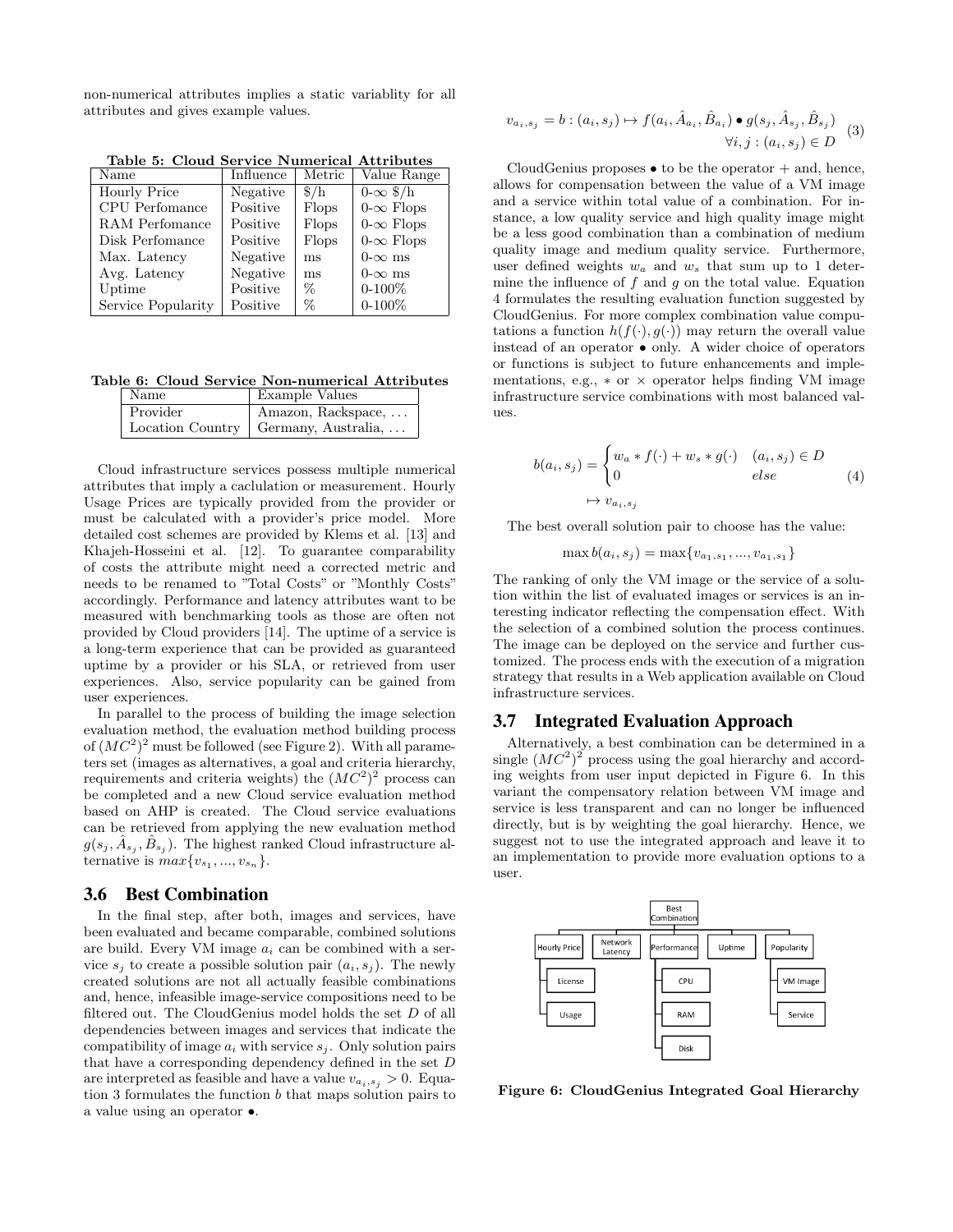non-numerical attributes implies a static variablity for all attributes and gives example values.

**Table 5: Cloud Service Numerical Attributes**

| Name | Influence | Metric | Value Range |
|---|---|---|---|
| Hourly Price | Negative | \$/h | 0-$\infty$ \$/h |
| CPU Perfomance | Positive | Flops | 0-$\infty$ Flops |
| RAM Perfomance | Positive | Flops | 0-$\infty$ Flops |
| Disk Perfomance | Positive | Flops | 0-$\infty$ Flops |
| Max. Latency | Negative | ms | 0-$\infty$ ms |
| Avg. Latency | Negative | ms | 0-$\infty$ ms |
| Uptime | Positive | % | 0-100% |
| Service Popularity | Positive | % | 0-100% |

**Table 6: Cloud Service Non-numerical Attributes**

| Name | Example Values |
|---|---|
| Provider | Amazon, Rackspace, ... |
| Location Country | Germany, Australia, ... |

Cloud infrastructure services possess multiple numerical attributes that imply a caclulation or measurement. Hourly Usage Prices are typically provided from the provider or must be calculated with a provider's price model. More detailed cost schemes are provided by Klems et al. [13] and Khajeh-Hosseini et al. [12]. To guarantee comparability of costs the attribute might need a corrected metric and needs to be renamed to "Total Costs" or "Monthly Costs" accordingly. Performance and latency attributes want to be measured with benchmarking tools as those are often not provided by Cloud providers [14]. The uptime of a service is a long-term experience that can be provided as guaranteed uptime by a provider or his SLA, or retrieved from user experiences. Also, service popularity can be gained from user experiences.

In parallel to the process of building the image selection evaluation method, the evaluation method building process of $(MC^2)^2$ must be followed (see Figure 2). With all parameters set (images as alternatives, a goal and criteria hierarchy, requirements and criteria weights) the $(MC^2)^2$ process can be completed and a new Cloud service evaluation method based on AHP is created. The Cloud service evaluations can be retrieved from applying the new evaluation method $g(s_j, \hat{A}_{s_j}, \hat{B}_{s_j})$. The highest ranked Cloud infrastructure alternative is $max\{v_{s_1}, ..., v_{s_n}\}$.

### 3.6 Best Combination

In the final step, after both, images and services, have been evaluated and became comparable, combined solutions are build. Every VM image $a_i$ can be combined with a service $s_j$ to create a possible solution pair $(a_i, s_j)$. The newly created solutions are not all actually feasible combinations and, hence, infeasible image-service compositions need to be filtered out. The CloudGenius model holds the set $D$ of all dependencies between images and services that indicate the compatibility of image $a_i$ with service $s_j$. Only solution pairs that have a corresponding dependency defined in the set $D$ are interpreted as feasible and have a value $v_{a_i,s_j} > 0$. Equation 3 formulates the function $b$ that maps solution pairs to a value using an operator $\bullet$.

$$v_{a_i,s_j} = b : (a_i, s_j) \mapsto f(a_i, \hat{A}_{a_i}, \hat{B}_{a_i}) \bullet g(s_j, \hat{A}_{s_j}, \hat{B}_{s_j}) \quad \forall i, j : (a_i, s_j) \in D \tag{3}$$

CloudGenius proposes $\bullet$ to be the operator $+$ and, hence, allows for compensation between the value of a VM image and a service within total value of a combination. For instance, a low quality service and high quality image might be a less good combination than a combination of medium quality image and medium quality service. Furthermore, user defined weights $w_a$ and $w_s$ that sum up to 1 determine the influence of $f$ and $g$ on the total value. Equation 4 formulates the resulting evaluation function suggested by CloudGenius. For more complex combination value computations a function $h(f(\cdot), g(\cdot))$ may return the overall value instead of an operator $\bullet$ only. A wider choice of operators or functions is subject to future enhancements and implementations, e.g., $*$ or $\times$ operator helps finding VM image infrastructure service combinations with most balanced values.

$$b(a_i, s_j) = \begin{cases} w_a * f(\cdot) + w_s * g(\cdot) & (a_i, s_j) \in D \\ 0 & else \end{cases} \mapsto v_{a_i,s_j} \tag{4}$$

The best overall solution pair to choose has the value:

$$\max b(a_i, s_j) = \max\{v_{a_1,s_1}, ..., v_{a_1,s_1}\}$$

The ranking of only the VM image or the service of a solution within the list of evaluated images or services is an interesting indicator reflecting the compensation effect. With the selection of a combined solution the process continues. The image can be deployed on the service and further customized. The process ends with the execution of a migration strategy that results in a Web application available on Cloud infrastructure services.

### 3.7 Integrated Evaluation Approach

Alternatively, a best combination can be determined in a single $(MC^2)^2$ process using the goal hierarchy and according weights from user input depicted in Figure 6. In this variant the compensatory relation between VM image and service is less transparent and can no longer be influenced directly, but is by weighting the goal hierarchy. Hence, we suggest not to use the integrated approach and leave it to an implementation to provide more evaluation options to a user.

**Figure 6: CloudGenius Integrated Goal Hierarchy**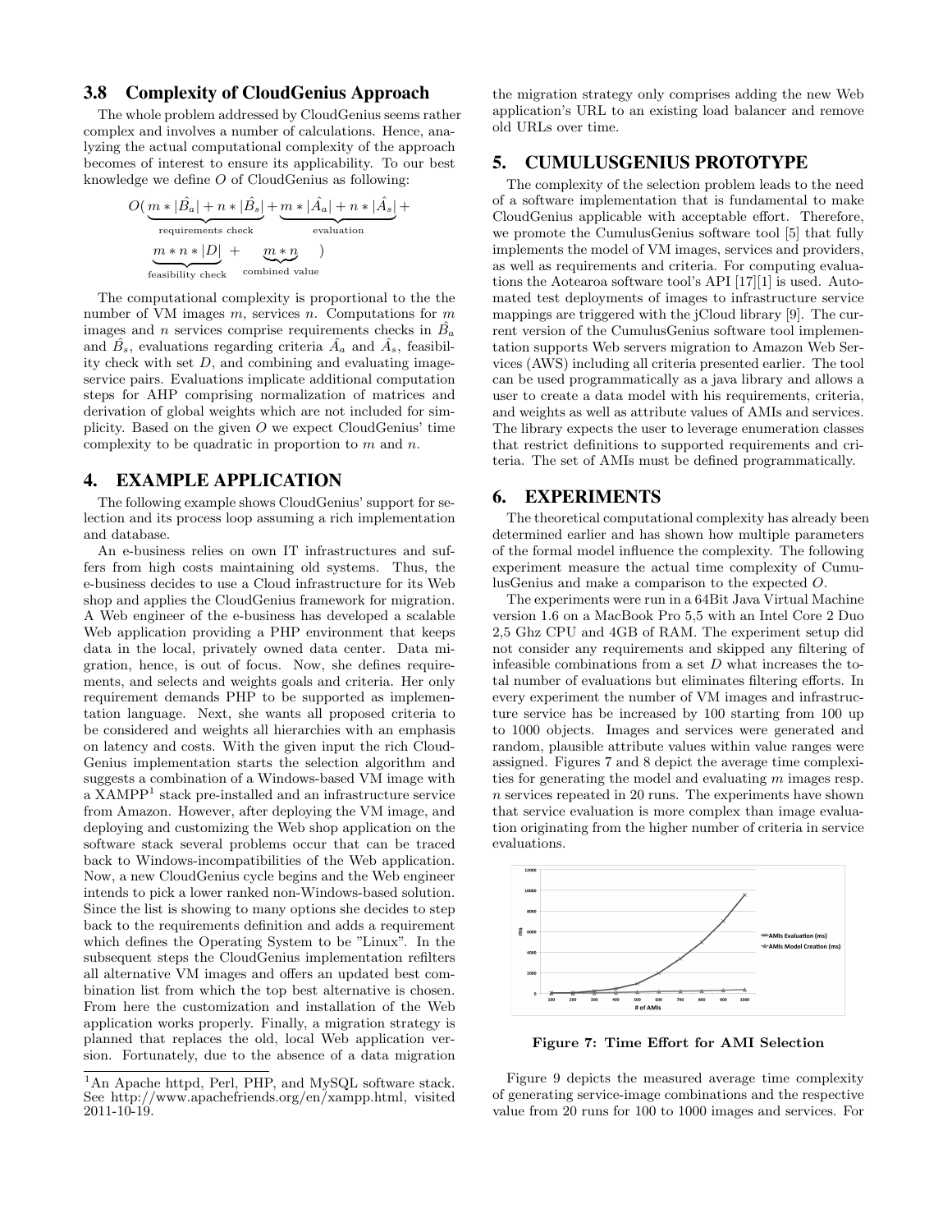### 3.8 Complexity of CloudGenius Approach

The whole problem addressed by CloudGenius seems rather complex and involves a number of calculations. Hence, analyzing the actual computational complexity of the approach becomes of interest to ensure its applicability. To our best knowledge we define $O$ of CloudGenius as following:

$$O(\underbrace{m * |\hat{B_a}| + n * |\hat{B_s}|}_{\text{requirements check}} + \underbrace{m * |\hat{A_a}| + n * |\hat{A_s}|}_{\text{evaluation}} + \underbrace{m * n * |D|}_{\text{feasibility check}} + \underbrace{m * n}_{\text{combined value}})$$

The computational complexity is proportional to the the number of VM images $m$, services $n$. Computations for $m$ images and $n$ services comprise requirements checks in $\hat{B_a}$ and $\hat{B_s}$, evaluations regarding criteria $\hat{A_a}$ and $\hat{A_s}$, feasibility check with set $D$, and combining and evaluating image-service pairs. Evaluations implicate additional computation steps for AHP comprising normalization of matrices and derivation of global weights which are not included for simplicity. Based on the given $O$ we expect CloudGenius' time complexity to be quadratic in proportion to $m$ and $n$.

## 4. EXAMPLE APPLICATION

The following example shows CloudGenius' support for selection and its process loop assuming a rich implementation and database.

An e-business relies on own IT infrastructures and suffers from high costs maintaining old systems. Thus, the e-business decides to use a Cloud infrastructure for its Web shop and applies the CloudGenius framework for migration. A Web engineer of the e-business has developed a scalable Web application providing a PHP environment that keeps data in the local, privately owned data center. Data migration, hence, is out of focus. Now, she defines requirements, and selects and weights goals and criteria. Her only requirement demands PHP to be supported as implementation language. Next, she wants all proposed criteria to be considered and weights all hierarchies with an emphasis on latency and costs. With the given input the rich CloudGenius implementation starts the selection algorithm and suggests a combination of a Windows-based VM image with a XAMPP[1] stack pre-installed and an infrastructure service from Amazon. However, after deploying the VM image, and deploying and customizing the Web shop application on the software stack several problems occur that can be traced back to Windows-incompatibilities of the Web application. Now, a new CloudGenius cycle begins and the Web engineer intends to pick a lower ranked non-Windows-based solution. Since the list is showing to many options she decides to step back to the requirements definition and adds a requirement which defines the Operating System to be "Linux". In the subsequent steps the CloudGenius implementation refilters all alternative VM images and offers an updated best combination list from which the top best alternative is chosen. From here the customization and installation of the Web application works properly. Finally, a migration strategy is planned that replaces the old, local Web application version. Fortunately, due to the absence of a data migration the migration strategy only comprises adding the new Web application's URL to an existing load balancer and remove old URLs over time.

[1] An Apache httpd, Perl, PHP, and MySQL software stack. See http://www.apachefriends.org/en/xampp.html, visited 2011-10-19.

## 5. CUMULUSGENIUS PROTOTYPE

The complexity of the selection problem leads to the need of a software implementation that is fundamental to make CloudGenius applicable with acceptable effort. Therefore, we promote the CumulusGenius software tool [5] that fully implements the model of VM images, services and providers, as well as requirements and criteria. For computing evaluations the Aotearoa software tool's API [17][1] is used. Automated test deployments of images to infrastructure service mappings are triggered with the jCloud library [9]. The current version of the CumulusGenius software tool implementation supports Web servers migration to Amazon Web Services (AWS) including all criteria presented earlier. The tool can be used programmatically as a java library and allows a user to create a data model with his requirements, criteria, and weights as well as attribute values of AMIs and services. The library expects the user to leverage enumeration classes that restrict definitions to supported requirements and criteria. The set of AMIs must be defined programmatically.

## 6. EXPERIMENTS

The theoretical computational complexity has already been determined earlier and has shown how multiple parameters of the formal model influence the complexity. The following experiment measure the actual time complexity of CumulusGenius and make a comparison to the expected $O$.

The experiments were run in a 64Bit Java Virtual Machine version 1.6 on a MacBook Pro 5,5 with an Intel Core 2 Duo 2,5 Ghz CPU and 4GB of RAM. The experiment setup did not consider any requirements and skipped any filtering of infeasible combinations from a set $D$ what increases the total number of evaluations but eliminates filtering efforts. In every experiment the number of VM images and infrastructure service has be increased by 100 starting from 100 up to 1000 objects. Images and services were generated and random, plausible attribute values within value ranges were assigned. Figures 7 and 8 depict the average time complexities for generating the model and evaluating $m$ images resp. $n$ services repeated in 20 runs. The experiments have shown that service evaluation is more complex than image evaluation originating from the higher number of criteria in service evaluations.

12000
10000
8000
6000
4000
2000
0
ms
100 200 300 400 500 600 700 800 900 1000
# of AMIs
AMIs Evaluation (ms)
AMIs Model Creation (ms)

**Figure 7: Time Effort for AMI Selection**

Figure 9 depicts the measured average time complexity of generating service-image combinations and the respective value from 20 runs for 100 to 1000 images and services. For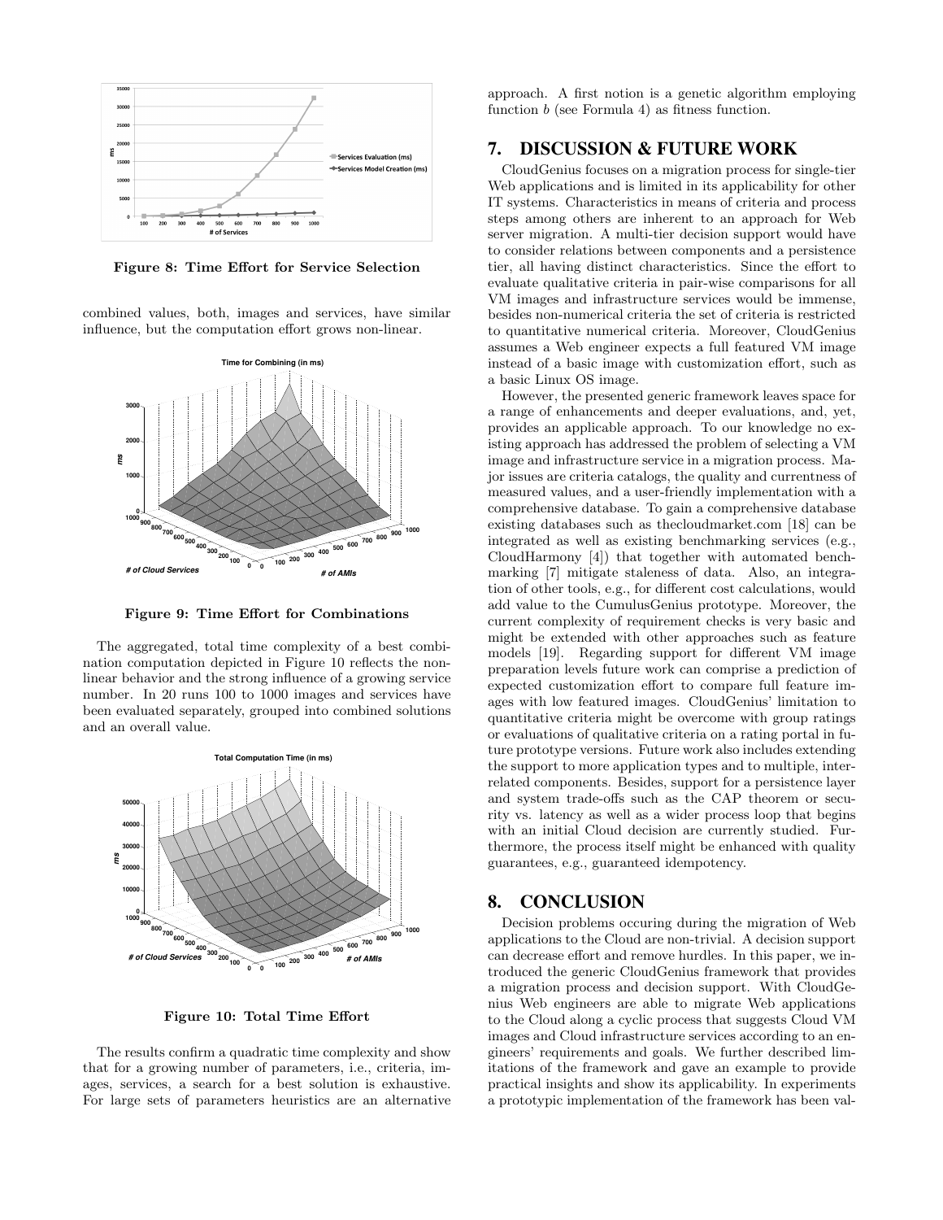Figure 8: Time Effort for Service Selection

combined values, both, images and services, have similar influence, but the computation effort grows non-linear.

Figure 9: Time Effort for Combinations

The aggregated, total time complexity of a best combination computation depicted in Figure 10 reflects the non-linear behavior and the strong influence of a growing service number. In 20 runs 100 to 1000 images and services have been evaluated separately, grouped into combined solutions and an overall value.

Figure 10: Total Time Effort

The results confirm a quadratic time complexity and show that for a growing number of parameters, i.e., criteria, images, services, a search for a best solution is exhaustive. For large sets of parameters heuristics are an alternative approach. A first notion is a genetic algorithm employing function $b$ (see Formula 4) as fitness function.

## 7. DISCUSSION & FUTURE WORK

CloudGenius focuses on a migration process for single-tier Web applications and is limited in its applicability for other IT systems. Characteristics in means of criteria and process steps among others are inherent to an approach for Web server migration. A multi-tier decision support would have to consider relations between components and a persistence tier, all having distinct characteristics. Since the effort to evaluate qualitative criteria in pair-wise comparisons for all VM images and infrastructure services would be immense, besides non-numerical criteria the set of criteria is restricted to quantitative numerical criteria. Moreover, CloudGenius assumes a Web engineer expects a full featured VM image instead of a basic image with customization effort, such as a basic Linux OS image.

However, the presented generic framework leaves space for a range of enhancements and deeper evaluations, and, yet, provides an applicable approach. To our knowledge no existing approach has addressed the problem of selecting a VM image and infrastructure service in a migration process. Major issues are criteria catalogs, the quality and currentness of measured values, and a user-friendly implementation with a comprehensive database. To gain a comprehensive database existing databases such as thecloudmarket.com [18] can be integrated as well as existing benchmarking services (e.g., CloudHarmony [4]) that together with automated benchmarking [7] mitigate staleness of data. Also, an integration of other tools, e.g., for different cost calculations, would add value to the CumulusGenius prototype. Moreover, the current complexity of requirement checks is very basic and might be extended with other approaches such as feature models [19]. Regarding support for different VM image preparation levels future work can comprise a prediction of expected customization effort to compare full feature images with low featured images. CloudGenius' limitation to quantitative criteria might be overcome with group ratings or evaluations of qualitative criteria on a rating portal in future prototype versions. Future work also includes extending the support to more application types and to multiple, interrelated components. Besides, support for a persistence layer and system trade-offs such as the CAP theorem or security vs. latency as well as a wider process loop that begins with an initial Cloud decision are currently studied. Furthermore, the process itself might be enhanced with quality guarantees, e.g., guaranteed idempotency.

## 8. CONCLUSION

Decision problems occuring during the migration of Web applications to the Cloud are non-trivial. A decision support can decrease effort and remove hurdles. In this paper, we introduced the generic CloudGenius framework that provides a migration process and decision support. With CloudGenius Web engineers are able to migrate Web applications to the Cloud along a cyclic process that suggests Cloud VM images and Cloud infrastructure services according to an engineers' requirements and goals. We further described limitations of the framework and gave an example to provide practical insights and show its applicability. In experiments a prototypic implementation of the framework has been val-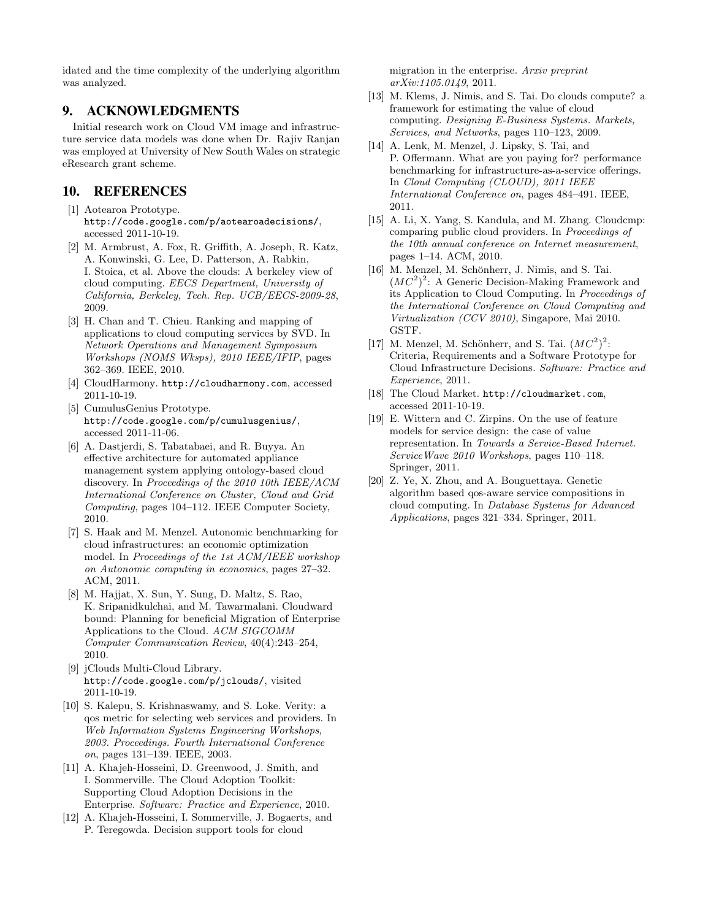idated and the time complexity of the underlying algorithm was analyzed.

## 9. ACKNOWLEDGMENTS

Initial research work on Cloud VM image and infrastructure service data models was done when Dr. Rajiv Ranjan was employed at University of New South Wales on strategic eResearch grant scheme.

## 10. REFERENCES

[1] Aotearoa Prototype. http://code.google.com/p/aotearoadecisions/, accessed 2011-10-19.

[2] M. Armbrust, A. Fox, R. Griffith, A. Joseph, R. Katz, A. Konwinski, G. Lee, D. Patterson, A. Rabkin, I. Stoica, et al. Above the clouds: A berkeley view of cloud computing. *EECS Department, University of California, Berkeley, Tech. Rep. UCB/EECS-2009-28*, 2009.

[3] H. Chan and T. Chieu. Ranking and mapping of applications to cloud computing services by SVD. In *Network Operations and Management Symposium Workshops (NOMS Wksps), 2010 IEEE/IFIP*, pages 362–369. IEEE, 2010.

[4] CloudHarmony. http://cloudharmony.com, accessed 2011-10-19.

[5] CumulusGenius Prototype. http://code.google.com/p/cumulusgenius/, accessed 2011-11-06.

[6] A. Dastjerdi, S. Tabatabaei, and R. Buyya. An effective architecture for automated appliance management system applying ontology-based cloud discovery. In *Proceedings of the 2010 10th IEEE/ACM International Conference on Cluster, Cloud and Grid Computing*, pages 104–112. IEEE Computer Society, 2010.

[7] S. Haak and M. Menzel. Autonomic benchmarking for cloud infrastructures: an economic optimization model. In *Proceedings of the 1st ACM/IEEE workshop on Autonomic computing in economics*, pages 27–32. ACM, 2011.

[8] M. Hajjat, X. Sun, Y. Sung, D. Maltz, S. Rao, K. Sripanidkulchai, and M. Tawarmalani. Cloudward bound: Planning for beneficial Migration of Enterprise Applications to the Cloud. *ACM SIGCOMM Computer Communication Review*, 40(4):243–254, 2010.

[9] jClouds Multi-Cloud Library. http://code.google.com/p/jclouds/, visited 2011-10-19.

[10] S. Kalepu, S. Krishnaswamy, and S. Loke. Verity: a qos metric for selecting web services and providers. In *Web Information Systems Engineering Workshops, 2003. Proceedings. Fourth International Conference on*, pages 131–139. IEEE, 2003.

[11] A. Khajeh-Hosseini, D. Greenwood, J. Smith, and I. Sommerville. The Cloud Adoption Toolkit: Supporting Cloud Adoption Decisions in the Enterprise. *Software: Practice and Experience*, 2010.

[12] A. Khajeh-Hosseini, I. Sommerville, J. Bogaerts, and P. Teregowda. Decision support tools for cloud migration in the enterprise. *Arxiv preprint arXiv:1105.0149*, 2011.

[13] M. Klems, J. Nimis, and S. Tai. Do clouds compute? a framework for estimating the value of cloud computing. *Designing E-Business Systems. Markets, Services, and Networks*, pages 110–123, 2009.

[14] A. Lenk, M. Menzel, J. Lipsky, S. Tai, and P. Offermann. What are you paying for? performance benchmarking for infrastructure-as-a-service offerings. In *Cloud Computing (CLOUD), 2011 IEEE International Conference on*, pages 484–491. IEEE, 2011.

[15] A. Li, X. Yang, S. Kandula, and M. Zhang. Cloudcmp: comparing public cloud providers. In *Proceedings of the 10th annual conference on Internet measurement*, pages 1–14. ACM, 2010.

[16] M. Menzel, M. Schönherr, J. Nimis, and S. Tai. $(MC^2)^2$: A Generic Decision-Making Framework and its Application to Cloud Computing. In *Proceedings of the International Conference on Cloud Computing and Virtualization (CCV 2010)*, Singapore, Mai 2010. GSTF.

[17] M. Menzel, M. Schönherr, and S. Tai. $(MC^2)^2$: Criteria, Requirements and a Software Prototype for Cloud Infrastructure Decisions. *Software: Practice and Experience*, 2011.

[18] The Cloud Market. http://cloudmarket.com, accessed 2011-10-19.

[19] E. Wittern and C. Zirpins. On the use of feature models for service design: the case of value representation. In *Towards a Service-Based Internet. ServiceWave 2010 Workshops*, pages 110–118. Springer, 2011.

[20] Z. Ye, X. Zhou, and A. Bouguettaya. Genetic algorithm based qos-aware service compositions in cloud computing. In *Database Systems for Advanced Applications*, pages 321–334. Springer, 2011.